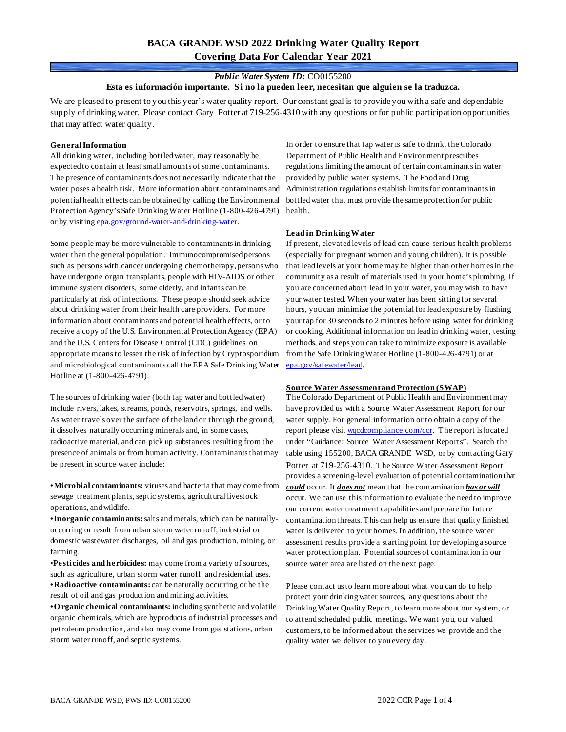# BACA GRANDE WSD 2022 Drinking Water Quality Report
## Covering Data For Calendar Year 2021

***Public Water System ID:*** CO0155200

**Esta es información importante. Si no la pueden leer, necesitan que alguien se la traduzca.**

We are pleased to present to you this year's water quality report. Our constant goal is to provide you with a safe and dependable supply of drinking water. Please contact Gary Potter at 719-256-4310 with any questions or for public participation opportunities that may affect water quality.

### General Information

All drinking water, including bottled water, may reasonably be expected to contain at least small amounts of some contaminants. The presence of contaminants does not necessarily indicate that the water poses a health risk. More information about contaminants and potential health effects can be obtained by calling the Environmental Protection Agency's Safe Drinking Water Hotline (1-800-426-4791) or by visiting epa.gov/ground-water-and-drinking-water.

Some people may be more vulnerable to contaminants in drinking water than the general population. Immunocompromised persons such as persons with cancer undergoing chemotherapy, persons who have undergone organ transplants, people with HIV-AIDS or other immune system disorders, some elderly, and infants can be particularly at risk of infections. These people should seek advice about drinking water from their health care providers. For more information about contaminants and potential health effects, or to receive a copy of the U.S. Environmental Protection Agency (EPA) and the U.S. Centers for Disease Control (CDC) guidelines on appropriate means to lessen the risk of infection by Cryptosporidium and microbiological contaminants call the EPA Safe Drinking Water Hotline at (1-800-426-4791).

The sources of drinking water (both tap water and bottled water) include rivers, lakes, streams, ponds, reservoirs, springs, and wells. As water travels over the surface of the land or through the ground, it dissolves naturally occurring minerals and, in some cases, radioactive material, and can pick up substances resulting from the presence of animals or from human activity. Contaminants that may be present in source water include:

- **Microbial contaminants:** viruses and bacteria that may come from sewage treatment plants, septic systems, agricultural livestock operations, and wildlife.
- **Inorganic contaminants:** salts and metals, which can be naturally-occurring or result from urban storm water runoff, industrial or domestic wastewater discharges, oil and gas production, mining, or farming.
- **Pesticides and herbicides:** may come from a variety of sources, such as agriculture, urban storm water runoff, and residential uses.
- **Radioactive contaminants:** can be naturally occurring or be the result of oil and gas production and mining activities.
- **Organic chemical contaminants:** including synthetic and volatile organic chemicals, which are byproducts of industrial processes and petroleum production, and also may come from gas stations, urban storm water runoff, and septic systems.

In order to ensure that tap water is safe to drink, the Colorado Department of Public Health and Environment prescribes regulations limiting the amount of certain contaminants in water provided by public water systems. The Food and Drug Administration regulations establish limits for contaminants in bottled water that must provide the same protection for public health.

### Lead in Drinking Water

If present, elevated levels of lead can cause serious health problems (especially for pregnant women and young children). It is possible that lead levels at your home may be higher than other homes in the community as a result of materials used in your home's plumbing. If you are concerned about lead in your water, you may wish to have your water tested. When your water has been sitting for several hours, you can minimize the potential for lead exposure by flushing your tap for 30 seconds to 2 minutes before using water for drinking or cooking. Additional information on lead in drinking water, testing methods, and steps you can take to minimize exposure is available from the Safe Drinking Water Hotline (1-800-426-4791) or at epa.gov/safewater/lead.

### Source Water Assessment and Protection (SWAP)

The Colorado Department of Public Health and Environment may have provided us with a Source Water Assessment Report for our water supply. For general information or to obtain a copy of the report please visit wqcdcompliance.com/ccr. The report is located under "Guidance: Source Water Assessment Reports". Search the table using 155200, BACA GRANDE WSD, or by contacting Gary Potter at 719-256-4310. The Source Water Assessment Report provides a screening-level evaluation of potential contamination that ***could*** occur. It ***does not*** mean that the contamination ***has or will*** occur. We can use this information to evaluate the need to improve our current water treatment capabilities and prepare for future contamination threats. This can help us ensure that quality finished water is delivered to your homes. In addition, the source water assessment results provide a starting point for developing a source water protection plan. Potential sources of contamination in our source water area are listed on the next page.

Please contact us to learn more about what you can do to help protect your drinking water sources, any questions about the Drinking Water Quality Report, to learn more about our system, or to attend scheduled public meetings. We want you, our valued customers, to be informed about the services we provide and the quality water we deliver to you every day.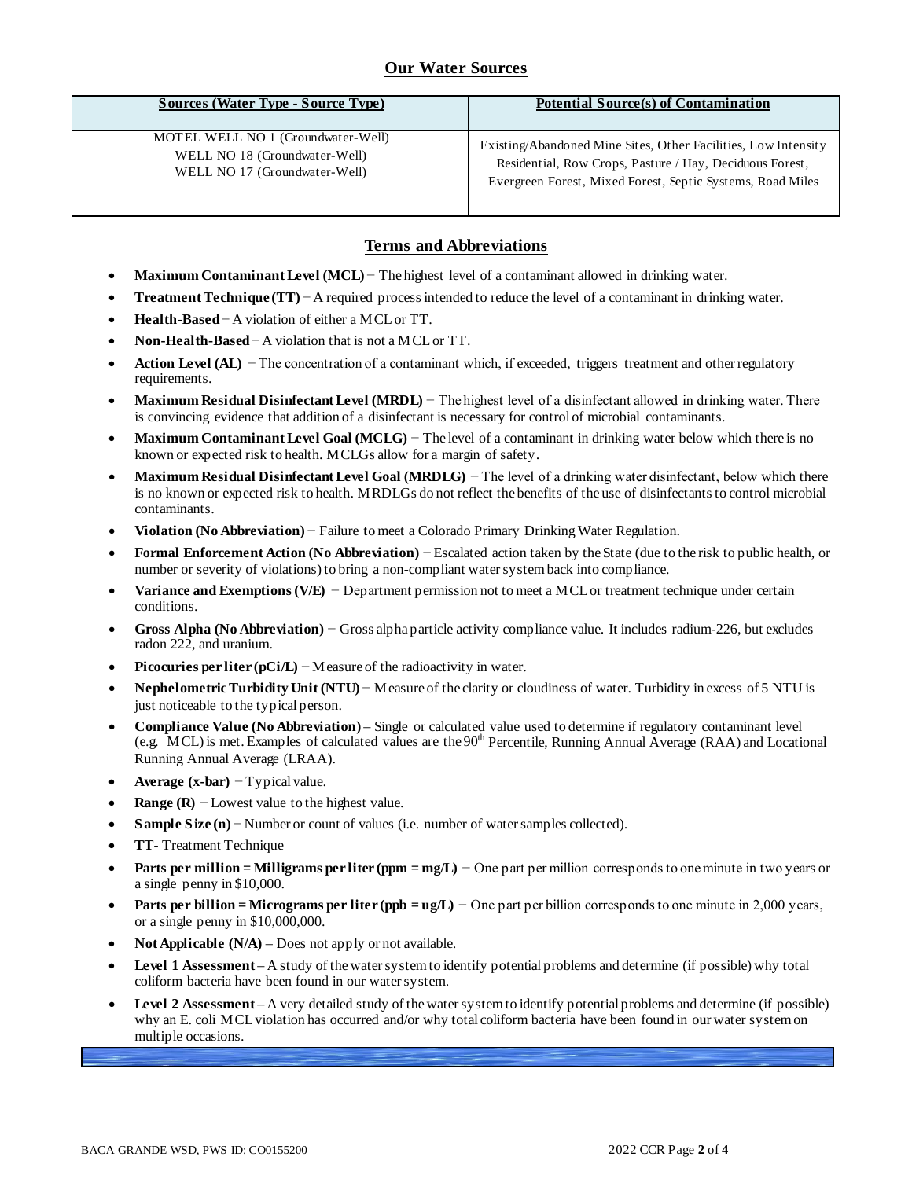## Our Water Sources

| Sources (Water Type - Source Type) | Potential Source(s) of Contamination |
|---|---|
| MOTEL WELL NO 1 (Groundwater-Well)<br>WELL NO 18 (Groundwater-Well)<br>WELL NO 17 (Groundwater-Well) | Existing/Abandoned Mine Sites, Other Facilities, Low Intensity Residential, Row Crops, Pasture / Hay, Deciduous Forest, Evergreen Forest, Mixed Forest, Septic Systems, Road Miles |

## Terms and Abbreviations

- **Maximum Contaminant Level (MCL)** − The highest level of a contaminant allowed in drinking water.
- **Treatment Technique (TT)** − A required process intended to reduce the level of a contaminant in drinking water.
- **Health-Based** − A violation of either a MCL or TT.
- **Non-Health-Based** − A violation that is not a MCL or TT.
- **Action Level (AL)** − The concentration of a contaminant which, if exceeded, triggers treatment and other regulatory requirements.
- **Maximum Residual Disinfectant Level (MRDL)** − The highest level of a disinfectant allowed in drinking water. There is convincing evidence that addition of a disinfectant is necessary for control of microbial contaminants.
- **Maximum Contaminant Level Goal (MCLG)** − The level of a contaminant in drinking water below which there is no known or expected risk to health. MCLGs allow for a margin of safety.
- **Maximum Residual Disinfectant Level Goal (MRDLG)** − The level of a drinking water disinfectant, below which there is no known or expected risk to health. MRDLGs do not reflect the benefits of the use of disinfectants to control microbial contaminants.
- **Violation (No Abbreviation)** − Failure to meet a Colorado Primary Drinking Water Regulation.
- **Formal Enforcement Action (No Abbreviation)** − Escalated action taken by the State (due to the risk to public health, or number or severity of violations) to bring a non-compliant water system back into compliance.
- **Variance and Exemptions (V/E)** − Department permission not to meet a MCL or treatment technique under certain conditions.
- **Gross Alpha (No Abbreviation)** − Gross alpha particle activity compliance value. It includes radium-226, but excludes radon 222, and uranium.
- **Picocuries per liter (pCi/L)** − Measure of the radioactivity in water.
- **Nephelometric Turbidity Unit (NTU)** − Measure of the clarity or cloudiness of water. Turbidity in excess of 5 NTU is just noticeable to the typical person.
- **Compliance Value (No Abbreviation)** – Single or calculated value used to determine if regulatory contaminant level (e.g. MCL) is met. Examples of calculated values are the 90th Percentile, Running Annual Average (RAA) and Locational Running Annual Average (LRAA).
- **Average (x-bar)** − Typical value.
- **Range (R)** − Lowest value to the highest value.
- **Sample Size (n)** − Number or count of values (i.e. number of water samples collected).
- **TT**- Treatment Technique
- **Parts per million = Milligrams per liter (ppm = mg/L)** − One part per million corresponds to one minute in two years or a single penny in $10,000.
- **Parts per billion = Micrograms per liter (ppb = ug/L)** − One part per billion corresponds to one minute in 2,000 years, or a single penny in $10,000,000.
- **Not Applicable (N/A)** – Does not apply or not available.
- **Level 1 Assessment** – A study of the water system to identify potential problems and determine (if possible) why total coliform bacteria have been found in our water system.
- **Level 2 Assessment** – A very detailed study of the water system to identify potential problems and determine (if possible) why an E. coli MCL violation has occurred and/or why total coliform bacteria have been found in our water system on multiple occasions.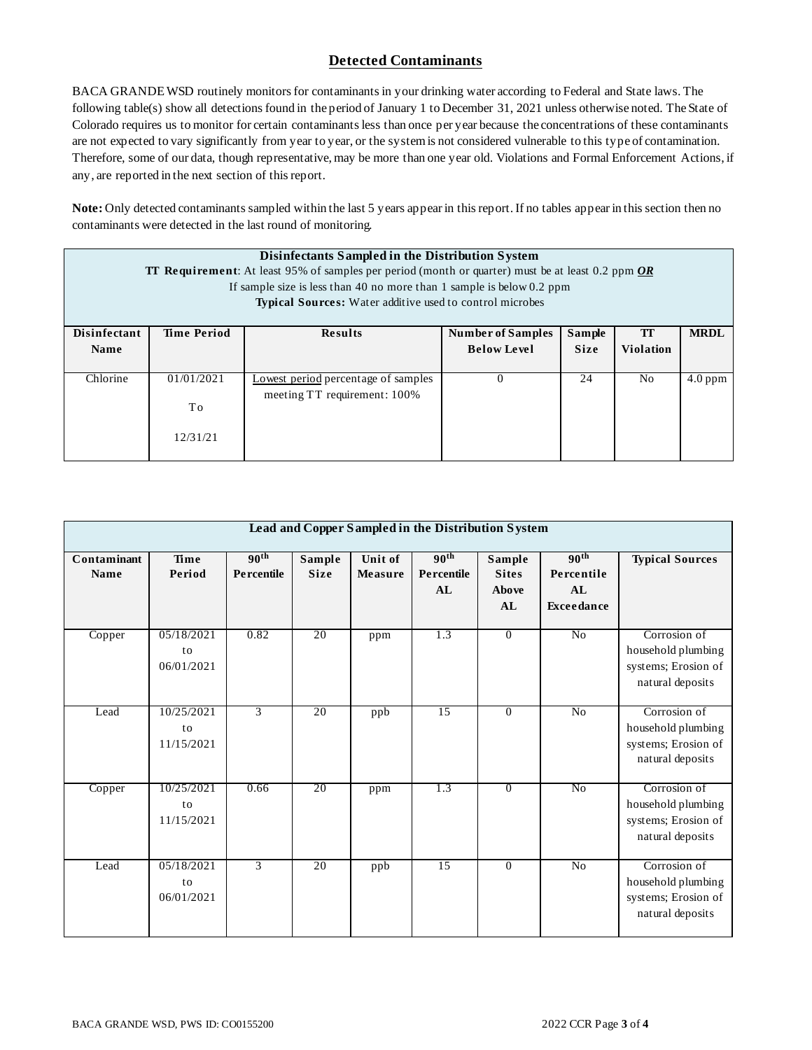## Detected Contaminants

BACA GRANDE WSD routinely monitors for contaminants in your drinking water according to Federal and State laws. The following table(s) show all detections found in the period of January 1 to December 31, 2021 unless otherwise noted. The State of Colorado requires us to monitor for certain contaminants less than once per year because the concentrations of these contaminants are not expected to vary significantly from year to year, or the system is not considered vulnerable to this type of contamination. Therefore, some of our data, though representative, may be more than one year old. Violations and Formal Enforcement Actions, if any, are reported in the next section of this report.

**Note:** Only detected contaminants sampled within the last 5 years appear in this report. If no tables appear in this section then no contaminants were detected in the last round of monitoring.

**Disinfectants Sampled in the Distribution System**
**TT Requirement**: At least 95% of samples per period (month or quarter) must be at least 0.2 ppm ***OR***
If sample size is less than 40 no more than 1 sample is below 0.2 ppm
**Typical Sources:** Water additive used to control microbes

| Disinfectant Name | Time Period | Results | Number of Samples Below Level | Sample Size | TT Violation | MRDL |
|---|---|---|---|---|---|---|
| Chlorine | 01/01/2021 To 12/31/21 | Lowest period percentage of samples meeting TT requirement: 100% | 0 | 24 | No | 4.0 ppm |

**Lead and Copper Sampled in the Distribution System**

| Contaminant Name | Time Period | 90th Percentile | Sample Size | Unit of Measure | 90th Percentile AL | Sample Sites Above AL | 90th Percentile AL Exceedance | Typical Sources |
|---|---|---|---|---|---|---|---|---|
| Copper | 05/18/2021 to 06/01/2021 | 0.82 | 20 | ppm | 1.3 | 0 | No | Corrosion of household plumbing systems; Erosion of natural deposits |
| Lead | 10/25/2021 to 11/15/2021 | 3 | 20 | ppb | 15 | 0 | No | Corrosion of household plumbing systems; Erosion of natural deposits |
| Copper | 10/25/2021 to 11/15/2021 | 0.66 | 20 | ppm | 1.3 | 0 | No | Corrosion of household plumbing systems; Erosion of natural deposits |
| Lead | 05/18/2021 to 06/01/2021 | 3 | 20 | ppb | 15 | 0 | No | Corrosion of household plumbing systems; Erosion of natural deposits |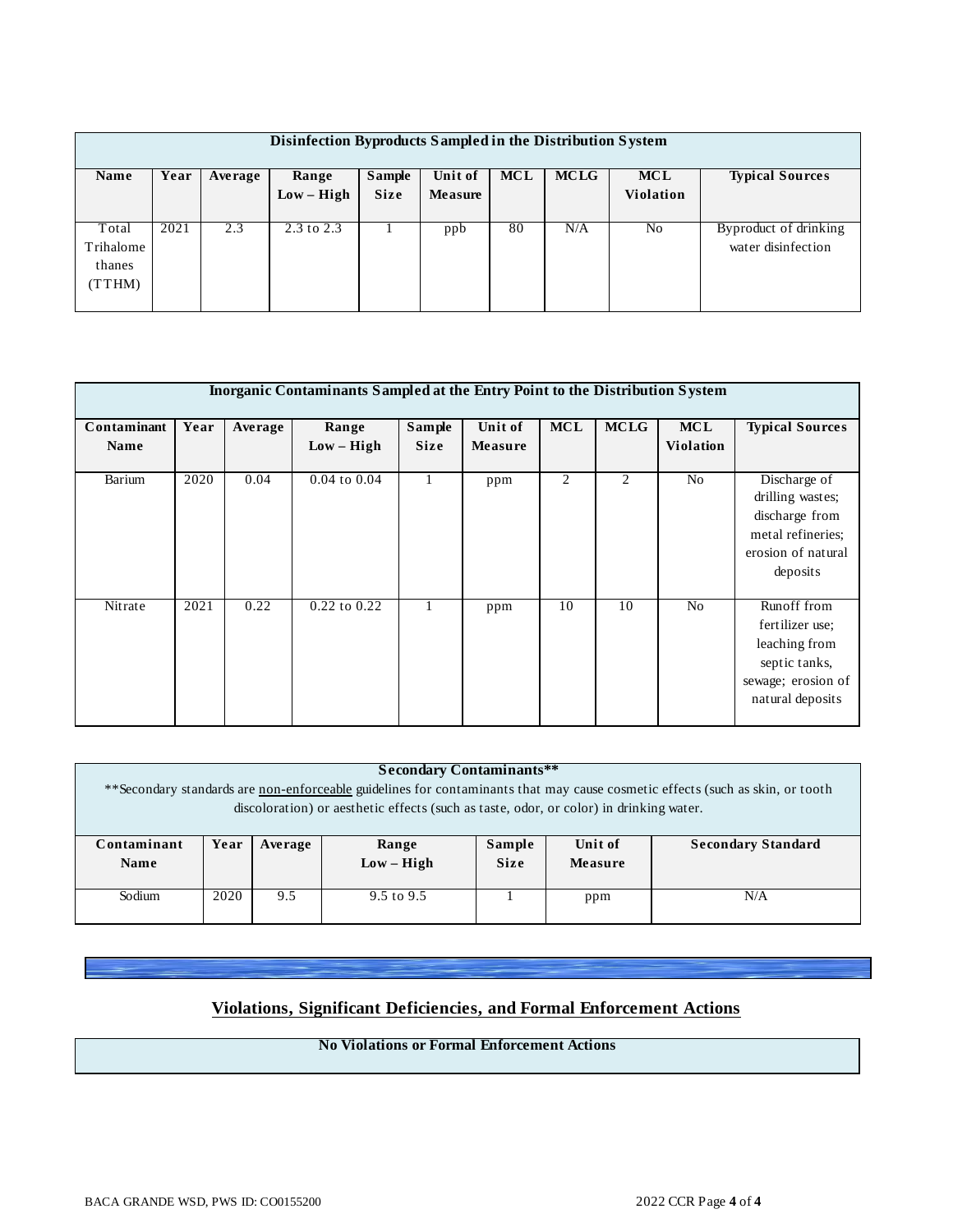| Disinfection Byproducts Sampled in the Distribution System | | | | | | | | | |
|---|---|---|---|---|---|---|---|---|---|
| **Name** | **Year** | **Average** | **Range Low – High** | **Sample Size** | **Unit of Measure** | **MCL** | **MCLG** | **MCL Violation** | **Typical Sources** |
| Total Trihalomethanes (TTHM) | 2021 | 2.3 | 2.3 to 2.3 | 1 | ppb | 80 | N/A | No | Byproduct of drinking water disinfection |

| Inorganic Contaminants Sampled at the Entry Point to the Distribution System | | | | | | | | | |
|---|---|---|---|---|---|---|---|---|---|
| **Contaminant Name** | **Year** | **Average** | **Range Low – High** | **Sample Size** | **Unit of Measure** | **MCL** | **MCLG** | **MCL Violation** | **Typical Sources** |
| Barium | 2020 | 0.04 | 0.04 to 0.04 | 1 | ppm | 2 | 2 | No | Discharge of drilling wastes; discharge from metal refineries; erosion of natural deposits |
| Nitrate | 2021 | 0.22 | 0.22 to 0.22 | 1 | ppm | 10 | 10 | No | Runoff from fertilizer use; leaching from septic tanks, sewage; erosion of natural deposits |

**Secondary Contaminants****

**Secondary standards are non-enforceable guidelines for contaminants that may cause cosmetic effects (such as skin, or tooth discoloration) or aesthetic effects (such as taste, odor, or color) in drinking water.

| **Contaminant Name** | **Year** | **Average** | **Range Low – High** | **Sample Size** | **Unit of Measure** | **Secondary Standard** |
|---|---|---|---|---|---|---|
| Sodium | 2020 | 9.5 | 9.5 to 9.5 | 1 | ppm | N/A |

## Violations, Significant Deficiencies, and Formal Enforcement Actions

**No Violations or Formal Enforcement Actions**